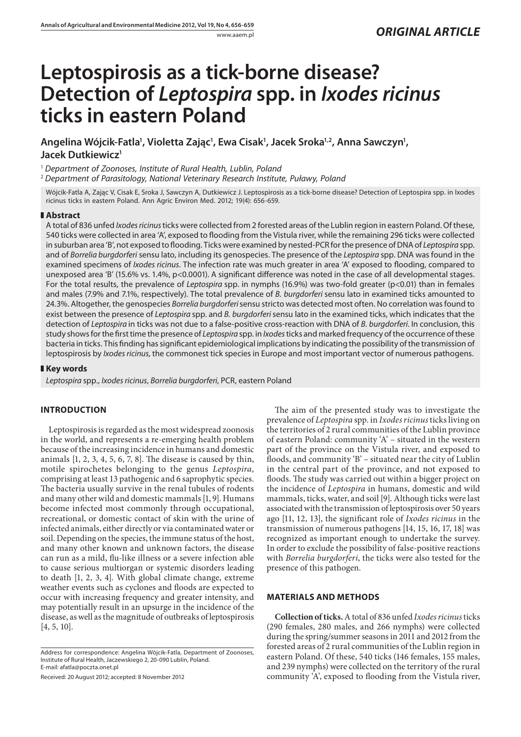*ORIGINAL ARTICLE*

# Leptospirosis as a tick-borne disease? Detection of *Leptospira* spp. in *Ixodes ricinus* ticks in eastern Poland

**Angelina Wójcik-Fatla[1], Violetta Zając[1], Ewa Cisak[1], Jacek Sroka[1,2], Anna Sawczyn[1], Jacek Dutkiewicz[1]**

[1] *Department of Zoonoses, Institute of Rural Health, Lublin, Poland*

[2] *Department of Parasitology, National Veterinary Research Institute, Puławy, Poland*

Wójcik-Fatla A, Zając V, Cisak E, Sroka J, Sawczyn A, Dutkiewicz J. Leptospirosis as a tick-borne disease? Detection of Leptospira spp. in Ixodes ricinus ticks in eastern Poland. Ann Agric Environ Med. 2012; 19(4): 656-659.

## Abstract

A total of 836 unfed *Ixodes ricinus* ticks were collected from 2 forested areas of the Lublin region in eastern Poland. Of these, 540 ticks were collected in area 'A', exposed to flooding from the Vistula river, while the remaining 296 ticks were collected in suburban area 'B', not exposed to flooding. Ticks were examined by nested-PCR for the presence of DNA of *Leptospira* spp. and of *Borrelia burgdorferi* sensu lato, including its genospecies. The presence of the *Leptospira* spp. DNA was found in the examined specimens of *Ixodes ricinus*. The infection rate was much greater in area 'A' exposed to flooding, compared to unexposed area 'B' (15.6% vs. 1.4%, p<0.0001). A significant difference was noted in the case of all developmental stages. For the total results, the prevalence of *Leptospira* spp. in nymphs (16.9%) was two-fold greater (p<0.01) than in females and males (7.9% and 7.1%, respectively). The total prevalence of *B. burgdorferi* sensu lato in examined ticks amounted to 24.3%. Altogether, the genospecies *Borrelia burgdorferi* sensu stricto was detected most often. No correlation was found to exist between the presence of *Leptospira* spp. and *B. burgdorferi* sensu lato in the examined ticks, which indicates that the detection of *Leptospira* in ticks was not due to a false-positive cross-reaction with DNA of *B. burgdorferi*. In conclusion, this study shows for the first time the presence of *Leptospira* spp. in *Ixodes* ticks and marked frequency of the occurrence of these bacteria in ticks. This finding has significant epidemiological implications by indicating the possibility of the transmission of leptospirosis by *Ixodes ricinus,* the commonest tick species in Europe and most important vector of numerous pathogens.

## Key words

*Leptospira* spp., *Ixodes ricinus*, *Borrelia burgdorferi*, PCR, eastern Poland

## INTRODUCTION

Leptospirosis is regarded as the most widespread zoonosis in the world, and represents a re-emerging health problem because of the increasing incidence in humans and domestic animals [1, 2, 3, 4, 5, 6, 7, 8]. The disease is caused by thin, motile spirochetes belonging to the genus *Leptospira*, comprising at least 13 pathogenic and 6 saprophytic species. The bacteria usually survive in the renal tubules of rodents and many other wild and domestic mammals [1, 9]. Humans become infected most commonly through occupational, recreational, or domestic contact of skin with the urine of infected animals, either directly or via contaminated water or soil. Depending on the species, the immune status of the host, and many other known and unknown factors, the disease can run as a mild, flu-like illness or a severe infection able to cause serious multiorgan or systemic disorders leading to death [1, 2, 3, 4]. With global climate change, extreme weather events such as cyclones and floods are expected to occur with increasing frequency and greater intensity, and may potentially result in an upsurge in the incidence of the disease, as well as the magnitude of outbreaks of leptospirosis [4, 5, 10].

Address for correspondence: Angelina Wójcik-Fatla, Department of Zoonoses, Institute of Rural Health, Jaczewskiego 2, 20-090 Lublin, Poland.
E-mail: afatla@poczta.onet.pl

Received: 20 August 2012; accepted: 8 November 2012

The aim of the presented study was to investigate the prevalence of *Leptospira* spp. in *Ixodes ricinus* ticks living on the territories of 2 rural communities of the Lublin province of eastern Poland: community 'A' – situated in the western part of the province on the Vistula river, and exposed to floods, and community 'B' – situated near the city of Lublin in the central part of the province, and not exposed to floods. The study was carried out within a bigger project on the incidence of *Leptospira* in humans, domestic and wild mammals, ticks, water, and soil [9]. Although ticks were last associated with the transmission of leptospirosis over 50 years ago [11, 12, 13], the significant role of *Ixodes ricinus* in the transmission of numerous pathogens [14, 15, 16, 17, 18] was recognized as important enough to undertake the survey. In order to exclude the possibility of false-positive reactions with *Borrelia burgdorferi*, the ticks were also tested for the presence of this pathogen.

## MATERIALS AND METHODS

**Collection of ticks.** A total of 836 unfed *Ixodes ricinus* ticks (290 females, 280 males, and 266 nymphs) were collected during the spring/summer seasons in 2011 and 2012 from the forested areas of 2 rural communities of the Lublin region in eastern Poland. Of these, 540 ticks (146 females, 155 males, and 239 nymphs) were collected on the territory of the rural community 'A', exposed to flooding from the Vistula river,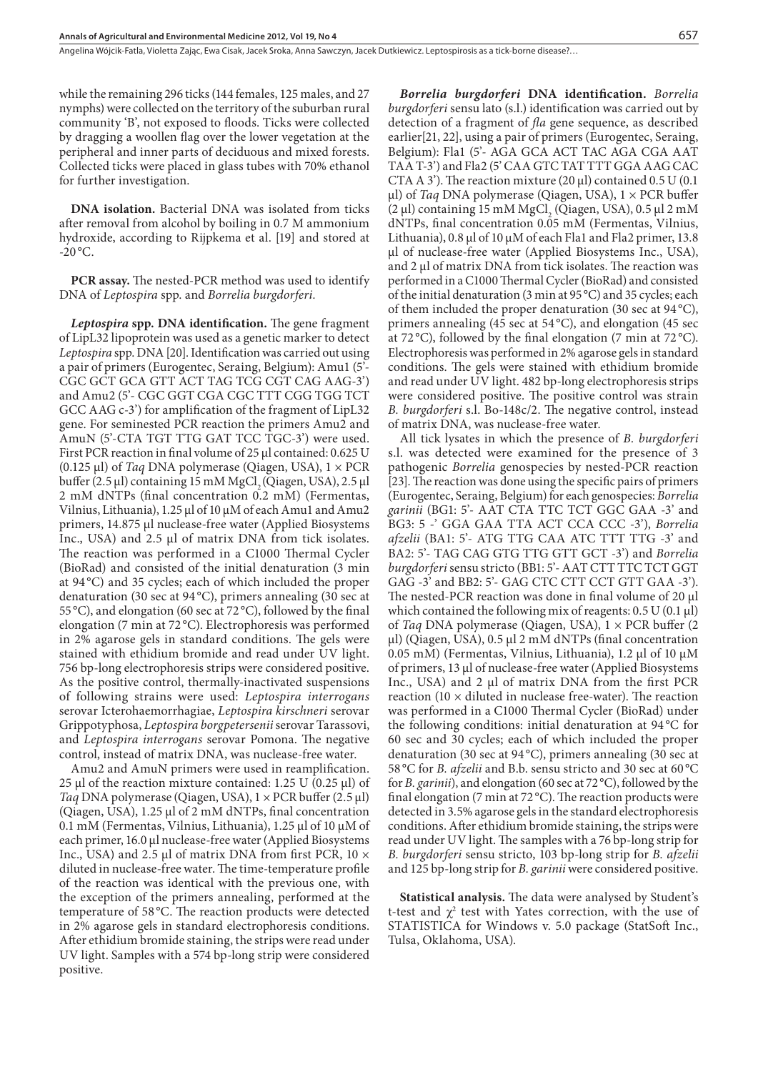while the remaining 296 ticks (144 females, 125 males, and 27 nymphs) were collected on the territory of the suburban rural community 'B', not exposed to floods. Ticks were collected by dragging a woollen flag over the lower vegetation at the peripheral and inner parts of deciduous and mixed forests. Collected ticks were placed in glass tubes with 70% ethanol for further investigation.

**DNA isolation.** Bacterial DNA was isolated from ticks after removal from alcohol by boiling in 0.7 M ammonium hydroxide, according to Rijpkema et al. [19] and stored at -20 °C.

**PCR assay.** The nested-PCR method was used to identify DNA of *Leptospira* spp. and *Borrelia burgdorferi*.

***Leptospira* spp. DNA identification.** The gene fragment of LipL32 lipoprotein was used as a genetic marker to detect *Leptospira* spp. DNA [20]. Identification was carried out using a pair of primers (Eurogentec, Seraing, Belgium): Amu1 (5'- CGC GCT GCA GTT ACT TAG TCG CGT CAG AAG-3') and Amu2 (5'- CGC GGT CGA CGC TTT CGG TGG TCT GCC AAG c-3') for amplification of the fragment of LipL32 gene. For seminested PCR reaction the primers Amu2 and AmuN (5'-CTA TGT TTG GAT TCC TGC-3') were used. First PCR reaction in final volume of 25 µl contained: 0.625 U (0.125 µl) of *Taq* DNA polymerase (Qiagen, USA), 1 × PCR buffer (2.5 µl) containing 15 mM $MgCl_2$ (Qiagen, USA), 2.5 µl 2 mM dNTPs (final concentration 0.2 mM) (Fermentas, Vilnius, Lithuania), 1.25 µl of 10 µM of each Amu1 and Amu2 primers, 14.875 µl nuclease-free water (Applied Biosystems Inc., USA) and 2.5 µl of matrix DNA from tick isolates. The reaction was performed in a C1000 Thermal Cycler (BioRad) and consisted of the initial denaturation (3 min at 94 °C) and 35 cycles; each of which included the proper denaturation (30 sec at 94 °C), primers annealing (30 sec at 55 °C), and elongation (60 sec at 72 °C), followed by the final elongation (7 min at 72 °C). Electrophoresis was performed in 2% agarose gels in standard conditions. The gels were stained with ethidium bromide and read under UV light. 756 bp-long electrophoresis strips were considered positive. As the positive control, thermally-inactivated suspensions of following strains were used: *Leptospira interrogans* serovar Icterohaemorrhagiae, *Leptospira kirschneri* serovar Grippotyphosa, *Leptospira borgpetersenii* serovar Tarassovi, and *Leptospira interrogans* serovar Pomona. The negative control, instead of matrix DNA, was nuclease-free water.

Amu2 and AmuN primers were used in reamplification. 25 µl of the reaction mixture contained: 1.25 U (0.25 µl) of *Taq* DNA polymerase (Qiagen, USA), 1 × PCR buffer (2.5 µl) (Qiagen, USA), 1.25 µl of 2 mM dNTPs, final concentration 0.1 mM (Fermentas, Vilnius, Lithuania), 1.25 µl of 10 µM of each primer, 16.0 µl nuclease-free water (Applied Biosystems Inc., USA) and 2.5 µl of matrix DNA from first PCR, 10 × diluted in nuclease-free water. The time-temperature profile of the reaction was identical with the previous one, with the exception of the primers annealing, performed at the temperature of 58 °C. The reaction products were detected in 2% agarose gels in standard electrophoresis conditions. After ethidium bromide staining, the strips were read under UV light. Samples with a 574 bp-long strip were considered positive.

***Borrelia burgdorferi* DNA identification.** *Borrelia burgdorferi* sensu lato (s.l.) identification was carried out by detection of a fragment of *fla* gene sequence, as described earlier[21, 22], using a pair of primers (Eurogentec, Seraing, Belgium): Fla1 (5'- AGA GCA ACT TAC AGA CGA AAT TAA T-3') and Fla2 (5' CAA GTC TAT TTT GGA AAG CAC CTA A 3'). The reaction mixture (20 µl) contained 0.5 U (0.1 µl) of *Taq* DNA polymerase (Qiagen, USA), 1 × PCR buffer (2 µl) containing 15 mM $MgCl_2$ (Qiagen, USA), 0.5 µl 2 mM dNTPs, final concentration 0.05 mM (Fermentas, Vilnius, Lithuania), 0.8 µl of 10 µM of each Fla1 and Fla2 primer, 13.8 µl of nuclease-free water (Applied Biosystems Inc., USA), and 2 µl of matrix DNA from tick isolates. The reaction was performed in a C1000 Thermal Cycler (BioRad) and consisted of the initial denaturation (3 min at 95 °C) and 35 cycles; each of them included the proper denaturation (30 sec at 94 °C), primers annealing (45 sec at 54 °C), and elongation (45 sec at 72 °C), followed by the final elongation (7 min at 72 °C). Electrophoresis was performed in 2% agarose gels in standard conditions. The gels were stained with ethidium bromide and read under UV light. 482 bp-long electrophoresis strips were considered positive. The positive control was strain *B. burgdorferi* s.l. Bo-148c/2. The negative control, instead of matrix DNA, was nuclease-free water.

All tick lysates in which the presence of *B. burgdorferi* s.l. was detected were examined for the presence of 3 pathogenic *Borrelia* genospecies by nested-PCR reaction [23]. The reaction was done using the specific pairs of primers (Eurogentec, Seraing, Belgium) for each genospecies: *Borrelia garinii* (BG1: 5'- AAT CTA TTC TCT GGC GAA -3' and BG3: 5 -' GGA GAA TTA ACT CCA CCC -3'), *Borrelia afzelii* (BA1: 5'- ATG TTG CAA ATC TTT TTG -3' and BA2: 5'- TAG CAG GTG TTG GTT GCT -3') and *Borrelia burgdorferi* sensu stricto (BB1: 5'- AAT CTT TTC TCT GGT GAG -3' and BB2: 5'- GAG CTC CTT CCT GTT GAA -3'). The nested-PCR reaction was done in final volume of 20 µl which contained the following mix of reagents: 0.5 U (0.1 µl) of *Taq* DNA polymerase (Qiagen, USA), 1 × PCR buffer (2 µl) (Qiagen, USA), 0.5 µl 2 mM dNTPs (final concentration 0.05 mM) (Fermentas, Vilnius, Lithuania), 1.2 µl of 10 µM of primers, 13 µl of nuclease-free water (Applied Biosystems Inc., USA) and 2 µl of matrix DNA from the first PCR reaction (10 × diluted in nuclease free-water). The reaction was performed in a C1000 Thermal Cycler (BioRad) under the following conditions: initial denaturation at 94 °C for 60 sec and 30 cycles; each of which included the proper denaturation (30 sec at 94 °C), primers annealing (30 sec at 58 °C for *B. afzelii* and B.b. sensu stricto and 30 sec at 60 °C for *B. garinii*), and elongation (60 sec at 72 °C), followed by the final elongation (7 min at 72 °C). The reaction products were detected in 3.5% agarose gels in the standard electrophoresis conditions. After ethidium bromide staining, the strips were read under UV light. The samples with a 76 bp-long strip for *B. burgdorferi* sensu stricto, 103 bp-long strip for *B. afzelii* and 125 bp-long strip for *B. garinii* were considered positive.

**Statistical analysis.** The data were analysed by Student's t-test and $\chi^2$ test with Yates correction, with the use of STATISTICA for Windows v. 5.0 package (StatSoft Inc., Tulsa, Oklahoma, USA).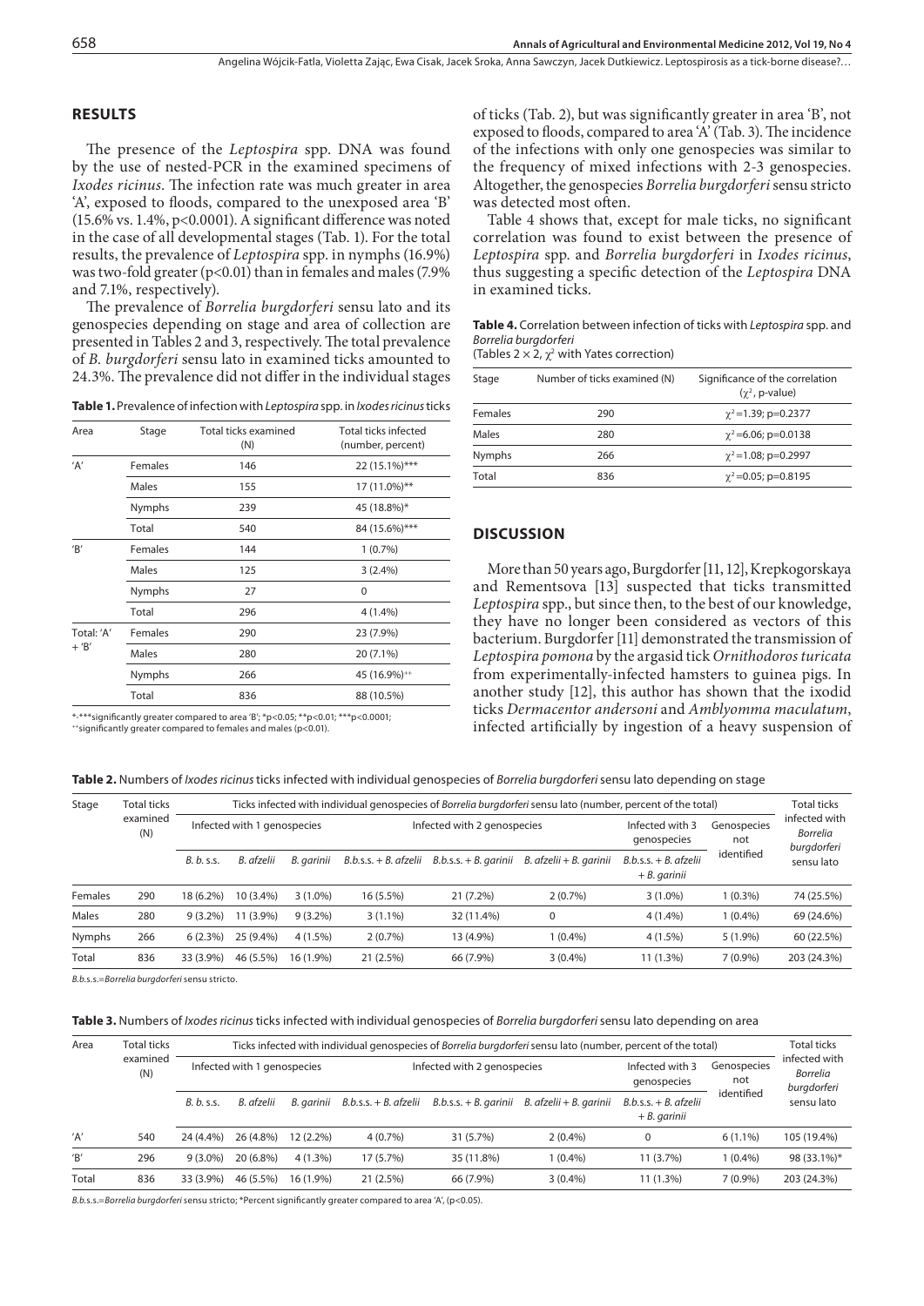## RESULTS

The presence of the *Leptospira* spp. DNA was found by the use of nested-PCR in the examined specimens of *Ixodes ricinus*. The infection rate was much greater in area 'A', exposed to floods, compared to the unexposed area 'B' (15.6% vs. 1.4%, $p<0.0001$). A significant difference was noted in the case of all developmental stages (Tab. 1). For the total results, the prevalence of *Leptospira* spp. in nymphs (16.9%) was two-fold greater ($p<0.01$) than in females and males (7.9% and 7.1%, respectively).

The prevalence of *Borrelia burgdorferi* sensu lato and its genospecies depending on stage and area of collection are presented in Tables 2 and 3, respectively. The total prevalence of *B. burgdorferi* sensu lato in examined ticks amounted to 24.3%. The prevalence did not differ in the individual stages of ticks (Tab. 2), but was significantly greater in area 'B', not exposed to floods, compared to area 'A' (Tab. 3). The incidence of the infections with only one genospecies was similar to the frequency of mixed infections with 2-3 genospecies. Altogether, the genospecies *Borrelia burgdorferi* sensu stricto was detected most often.

Table 4 shows that, except for male ticks, no significant correlation was found to exist between the presence of *Leptospira* spp. and *Borrelia burgdorferi* in *Ixodes ricinus*, thus suggesting a specific detection of the *Leptospira* DNA in examined ticks.

**Table 1.** Prevalence of infection with *Leptospira* spp. in *Ixodes ricinus* ticks

| Area | Stage | Total ticks examined (N) | Total ticks infected (number, percent) |
|---|---|---|---|
| 'A' | Females | 146 | 22 (15.1%)*** |
| | Males | 155 | 17 (11.0%)** |
| | Nymphs | 239 | 45 (18.8%)* |
| | Total | 540 | 84 (15.6%)*** |
| 'B' | Females | 144 | 1 (0.7%) |
| | Males | 125 | 3 (2.4%) |
| | Nymphs | 27 | 0 |
| | Total | 296 | 4 (1.4%) |
| Total: 'A' + 'B' | Females | 290 | 23 (7.9%) |
| | Males | 280 | 20 (7.1%) |
| | Nymphs | 266 | 45 (16.9%)++ |
| | Total | 836 | 88 (10.5%) |

*-***significantly greater compared to area 'B'; *$p<0.05$; **$p<0.01$; ***$p<0.0001$;
++significantly greater compared to females and males ($p<0.01$).

**Table 4.** Correlation between infection of ticks with *Leptospira* spp. and *Borrelia burgdorferi*
(Tables 2 × 2, $\chi^2$ with Yates correction)

| Stage | Number of ticks examined (N) | Significance of the correlation ($\chi^2$, p-value) |
|---|---|---|
| Females | 290 | $\chi^2=1.39$; $p=0.2377$ |
| Males | 280 | $\chi^2=6.06$; $p=0.0138$ |
| Nymphs | 266 | $\chi^2=1.08$; $p=0.2997$ |
| Total | 836 | $\chi^2=0.05$; $p=0.8195$ |

## DISCUSSION

More than 50 years ago, Burgdorfer [11, 12], Krepkogorskaya and Rementsova [13] suspected that ticks transmitted *Leptospira* spp., but since then, to the best of our knowledge, they have no longer been considered as vectors of this bacterium. Burgdorfer [11] demonstrated the transmission of *Leptospira pomona* by the argasid tick *Ornithodoros turicata* from experimentally-infected hamsters to guinea pigs. In another study [12], this author has shown that the ixodid ticks *Dermacentor andersoni* and *Amblyomma maculatum*, infected artificially by ingestion of a heavy suspension of

**Table 2.** Numbers of *Ixodes ricinus* ticks infected with individual genospecies of *Borrelia burgdorferi* sensu lato depending on stage

| Stage | Total ticks examined (N) | Ticks infected with individual genospecies of *Borrelia burgdorferi* sensu lato (number, percent of the total) | | | | | | | | Total ticks infected with *Borrelia burgdorferi* sensu lato |
|---|---|---|---|---|---|---|---|---|---|---|
| | | Infected with 1 genospecies | | | Infected with 2 genospecies | | | Infected with 3 genospecies | Genospecies not identified | |
| | | *B. b. s.s.* | *B. afzelii* | *B. garinii* | *B.b.s.s. + B. afzelii* | *B.b.s.s. + B. garinii* | *B. afzelii + B. garinii* | *B.b.s.s. + B. afzelii + B. garinii* | | |
| Females | 290 | 18 (6.2%) | 10 (3.4%) | 3 (1.0%) | 16 (5.5%) | 21 (7.2%) | 2 (0.7%) | 3 (1.0%) | 1 (0.3%) | 74 (25.5%) |
| Males | 280 | 9 (3.2%) | 11 (3.9%) | 9 (3.2%) | 3 (1.1%) | 32 (11.4%) | 0 | 4 (1.4%) | 1 (0.4%) | 69 (24.6%) |
| Nymphs | 266 | 6 (2.3%) | 25 (9.4%) | 4 (1.5%) | 2 (0.7%) | 13 (4.9%) | 1 (0.4%) | 4 (1.5%) | 5 (1.9%) | 60 (22.5%) |
| Total | 836 | 33 (3.9%) | 46 (5.5%) | 16 (1.9%) | 21 (2.5%) | 66 (7.9%) | 3 (0.4%) | 11 (1.3%) | 7 (0.9%) | 203 (24.3%) |

*B.b.s.s.*=*Borrelia burgdorferi* sensu stricto.

**Table 3.** Numbers of *Ixodes ricinus* ticks infected with individual genospecies of *Borrelia burgdorferi* sensu lato depending on area

| Area | Total ticks examined (N) | Ticks infected with individual genospecies of *Borrelia burgdorferi* sensu lato (number, percent of the total) | | | | | | | | Total ticks infected with *Borrelia burgdorferi* sensu lato |
|---|---|---|---|---|---|---|---|---|---|---|
| | | Infected with 1 genospecies | | | Infected with 2 genospecies | | | Infected with 3 genospecies | Genospecies not identified | |
| | | *B. b. s.s.* | *B. afzelii* | *B. garinii* | *B.b.s.s. + B. afzelii* | *B.b.s.s. + B. garinii* | *B. afzelii + B. garinii* | *B.b.s.s. + B. afzelii + B. garinii* | | |
| 'A' | 540 | 24 (4.4%) | 26 (4.8%) | 12 (2.2%) | 4 (0.7%) | 31 (5.7%) | 2 (0.4%) | 0 | 6 (1.1%) | 105 (19.4%) |
| 'B' | 296 | 9 (3.0%) | 20 (6.8%) | 4 (1.3%) | 17 (5.7%) | 35 (11.8%) | 1 (0.4%) | 11 (3.7%) | 1 (0.4%) | 98 (33.1%)* |
| Total | 836 | 33 (3.9%) | 46 (5.5%) | 16 (1.9%) | 21 (2.5%) | 66 (7.9%) | 3 (0.4%) | 11 (1.3%) | 7 (0.9%) | 203 (24.3%) |

*B.b.s.s.*=*Borrelia burgdorferi* sensu stricto; *Percent significantly greater compared to area 'A', ($p<0.05$).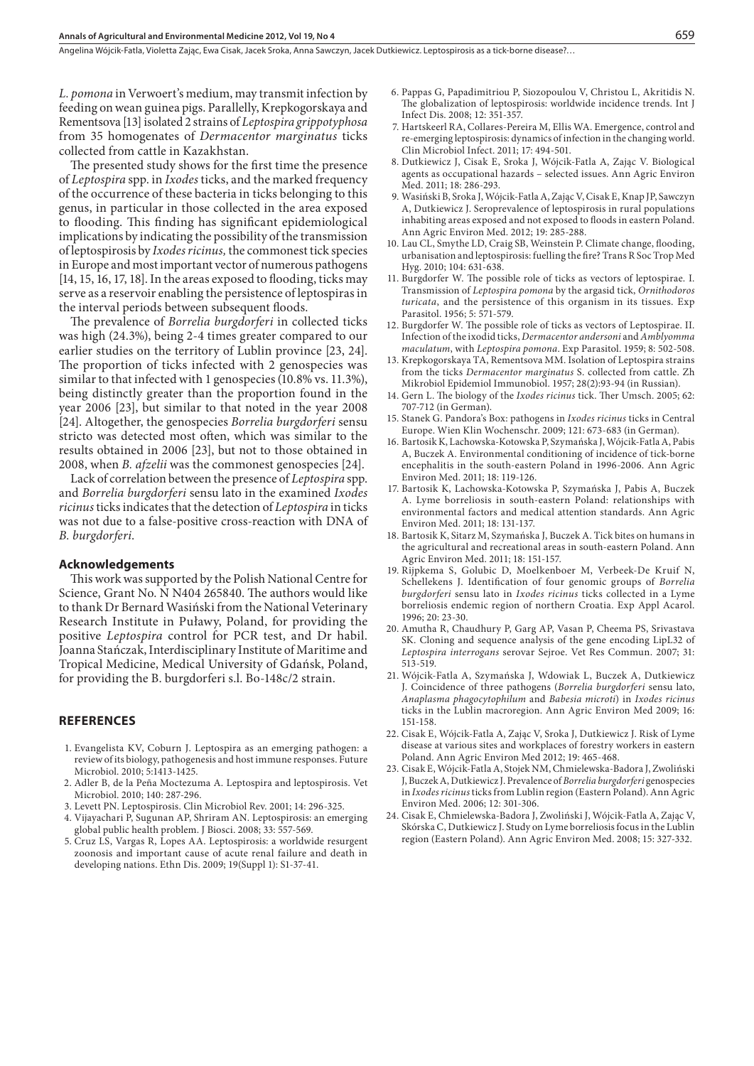*L. pomona* in Verwoert's medium, may transmit infection by feeding on wean guinea pigs. Parallelly, Krepkogorskaya and Rementsova [13] isolated 2 strains of *Leptospira grippotyphosa* from 35 homogenates of *Dermacentor marginatus* ticks collected from cattle in Kazakhstan.

The presented study shows for the first time the presence of *Leptospira* spp. in *Ixodes* ticks, and the marked frequency of the occurrence of these bacteria in ticks belonging to this genus, in particular in those collected in the area exposed to flooding. This finding has significant epidemiological implications by indicating the possibility of the transmission of leptospirosis by *Ixodes ricinus,* the commonest tick species in Europe and most important vector of numerous pathogens [14, 15, 16, 17, 18]. In the areas exposed to flooding, ticks may serve as a reservoir enabling the persistence of leptospiras in the interval periods between subsequent floods.

The prevalence of *Borrelia burgdorferi* in collected ticks was high (24.3%), being 2-4 times greater compared to our earlier studies on the territory of Lublin province [23, 24]. The proportion of ticks infected with 2 genospecies was similar to that infected with 1 genospecies (10.8% vs. 11.3%), being distinctly greater than the proportion found in the year 2006 [23], but similar to that noted in the year 2008 [24]. Altogether, the genospecies *Borrelia burgdorferi* sensu stricto was detected most often, which was similar to the results obtained in 2006 [23], but not to those obtained in 2008, when *B. afzelii* was the commonest genospecies [24].

Lack of correlation between the presence of *Leptospira* spp. and *Borrelia burgdorferi* sensu lato in the examined *Ixodes ricinus* ticks indicates that the detection of *Leptospira* in ticks was not due to a false-positive cross-reaction with DNA of *B. burgdorferi*.

### Acknowledgements

This work was supported by the Polish National Centre for Science, Grant No. N N404 265840. The authors would like to thank Dr Bernard Wasiński from the National Veterinary Research Institute in Puławy, Poland, for providing the positive *Leptospira* control for PCR test, and Dr habil. Joanna Stańczak, Interdisciplinary Institute of Maritime and Tropical Medicine, Medical University of Gdańsk, Poland, for providing the B. burgdorferi s.l. Bo-148c/2 strain.

## REFERENCES

1. Evangelista KV, Coburn J. Leptospira as an emerging pathogen: a review of its biology, pathogenesis and host immune responses. Future Microbiol. 2010; 5:1413-1425.
2. Adler B, de la Peña Moctezuma A. Leptospira and leptospirosis. Vet Microbiol. 2010; 140: 287-296.
3. Levett PN. Leptospirosis. Clin Microbiol Rev. 2001; 14: 296-325.
4. Vijayachari P, Sugunan AP, Shriram AN. Leptospirosis: an emerging global public health problem. J Biosci. 2008; 33: 557-569.
5. Cruz LS, Vargas R, Lopes AA. Leptospirosis: a worldwide resurgent zoonosis and important cause of acute renal failure and death in developing nations. Ethn Dis. 2009; 19(Suppl 1): S1-37-41.
6. Pappas G, Papadimitriou P, Siozopoulou V, Christou L, Akritidis N. The globalization of leptospirosis: worldwide incidence trends. Int J Infect Dis. 2008; 12: 351-357.
7. Hartskeerl RA, Collares-Pereira M, Ellis WA. Emergence, control and re-emerging leptospirosis: dynamics of infection in the changing world. Clin Microbiol Infect. 2011; 17: 494-501.
8. Dutkiewicz J, Cisak E, Sroka J, Wójcik-Fatla A, Zając V. Biological agents as occupational hazards – selected issues. Ann Agric Environ Med. 2011; 18: 286-293.
9. Wasiński B, Sroka J, Wójcik-Fatla A, Zając V, Cisak E, Knap JP, Sawczyn A, Dutkiewicz J. Seroprevalence of leptospirosis in rural populations inhabiting areas exposed and not exposed to floods in eastern Poland. Ann Agric Environ Med. 2012; 19: 285-288.
10. Lau CL, Smythe LD, Craig SB, Weinstein P. Climate change, flooding, urbanisation and leptospirosis: fuelling the fire? Trans R Soc Trop Med Hyg. 2010; 104: 631-638.
11. Burgdorfer W. The possible role of ticks as vectors of leptospirae. I. Transmission of *Leptospira pomona* by the argasid tick, *Ornithodoros turicata*, and the persistence of this organism in its tissues. Exp Parasitol. 1956; 5: 571-579.
12. Burgdorfer W. The possible role of ticks as vectors of Leptospirae. II. Infection of the ixodid ticks, *Dermacentor andersoni* and *Amblyomma maculatum*, with *Leptospira pomona*. Exp Parasitol. 1959; 8: 502-508.
13. Krepkogorskaya TA, Rementsova MM. Isolation of Leptospira strains from the ticks *Dermacentor marginatus* S. collected from cattle. Zh Mikrobiol Epidemiol Immunobiol. 1957; 28(2):93-94 (in Russian).
14. Gern L. The biology of the *Ixodes ricinus* tick. Ther Umsch. 2005; 62: 707-712 (in German).
15. Stanek G. Pandora's Box: pathogens in *Ixodes ricinus* ticks in Central Europe. Wien Klin Wochenschr. 2009; 121: 673-683 (in German).
16. Bartosik K, Lachowska-Kotowska P, Szymańska J, Wójcik-Fatla A, Pabis A, Buczek A. Environmental conditioning of incidence of tick-borne encephalitis in the south-eastern Poland in 1996-2006. Ann Agric Environ Med. 2011; 18: 119-126.
17. Bartosik K, Lachowska-Kotowska P, Szymańska J, Pabis A, Buczek A. Lyme borreliosis in south-eastern Poland: relationships with environmental factors and medical attention standards. Ann Agric Environ Med. 2011; 18: 131-137.
18. Bartosik K, Sitarz M, Szymańska J, Buczek A. Tick bites on humans in the agricultural and recreational areas in south-eastern Poland. Ann Agric Environ Med. 2011; 18: 151-157.
19. Rijpkema S, Golubic D, Moelkenboer M, Verbeek-De Kruif N, Schellekens J. Identification of four genomic groups of *Borrelia burgdorferi* sensu lato in *Ixodes ricinus* ticks collected in a Lyme borreliosis endemic region of northern Croatia. Exp Appl Acarol. 1996; 20: 23-30.
20. Amutha R, Chaudhury P, Garg AP, Vasan P, Cheema PS, Srivastava SK. Cloning and sequence analysis of the gene encoding LipL32 of *Leptospira interrogans* serovar Sejroe. Vet Res Commun. 2007; 31: 513-519.
21. Wójcik-Fatla A, Szymańska J, Wdowiak L, Buczek A, Dutkiewicz J. Coincidence of three pathogens (*Borrelia burgdorferi* sensu lato, *Anaplasma phagocytophilum* and *Babesia microti*) in *Ixodes ricinus* ticks in the Lublin macroregion. Ann Agric Environ Med 2009; 16: 151-158.
22. Cisak E, Wójcik-Fatla A, Zając V, Sroka J, Dutkiewicz J. Risk of Lyme disease at various sites and workplaces of forestry workers in eastern Poland. Ann Agric Environ Med 2012; 19: 465-468.
23. Cisak E, Wójcik-Fatla A, Stojek NM, Chmielewska-Badora J, Zwoliński J, Buczek A, Dutkiewicz J. Prevalence of *Borrelia burgdorferi* genospecies in *Ixodes ricinus* ticks from Lublin region (Eastern Poland). Ann Agric Environ Med. 2006; 12: 301-306.
24. Cisak E, Chmielewska-Badora J, Zwoliński J, Wójcik-Fatla A, Zając V, Skórska C, Dutkiewicz J. Study on Lyme borreliosis focus in the Lublin region (Eastern Poland). Ann Agric Environ Med. 2008; 15: 327-332.